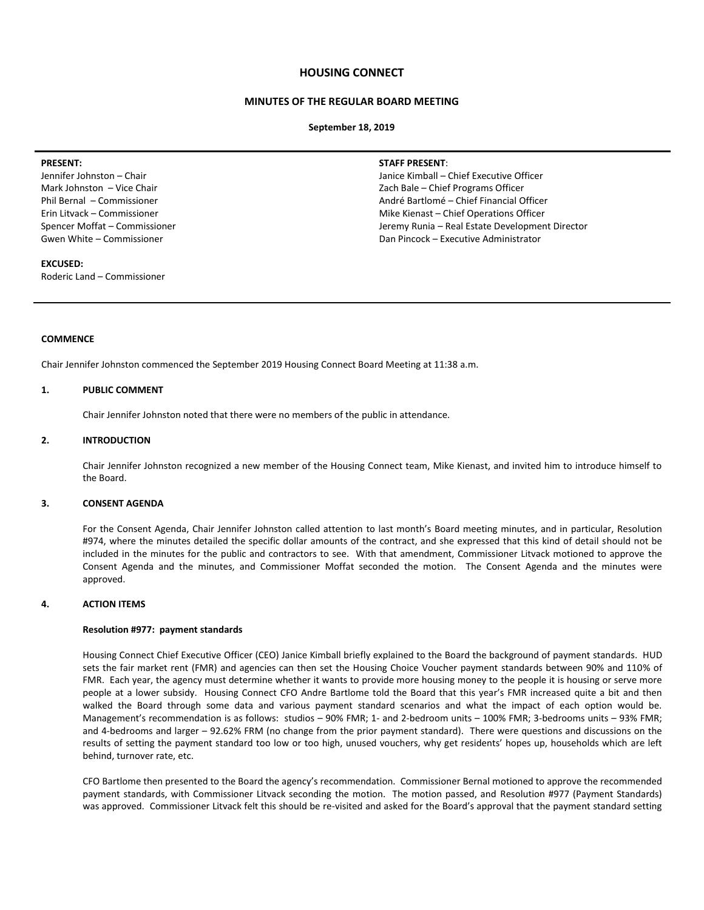# HOUSING CONNECT

## MINUTES OF THE REGULAR BOARD MEETING

**September 18, 2019**

**PRESENT:**
Jennifer Johnston – Chair
Mark Johnston – Vice Chair
Phil Bernal – Commissioner
Erin Litvack – Commissioner
Spencer Moffat – Commissioner
Gwen White – Commissioner

**EXCUSED:**
Roderic Land – Commissioner

**STAFF PRESENT**:
Janice Kimball – Chief Executive Officer
Zach Bale – Chief Programs Officer
André Bartlomé – Chief Financial Officer
Mike Kienast – Chief Operations Officer
Jeremy Runia – Real Estate Development Director
Dan Pincock – Executive Administrator

### COMMENCE

Chair Jennifer Johnston commenced the September 2019 Housing Connect Board Meeting at 11:38 a.m.

### 1. PUBLIC COMMENT

Chair Jennifer Johnston noted that there were no members of the public in attendance.

### 2. INTRODUCTION

Chair Jennifer Johnston recognized a new member of the Housing Connect team, Mike Kienast, and invited him to introduce himself to the Board.

### 3. CONSENT AGENDA

For the Consent Agenda, Chair Jennifer Johnston called attention to last month's Board meeting minutes, and in particular, Resolution #974, where the minutes detailed the specific dollar amounts of the contract, and she expressed that this kind of detail should not be included in the minutes for the public and contractors to see. With that amendment, Commissioner Litvack motioned to approve the Consent Agenda and the minutes, and Commissioner Moffat seconded the motion. The Consent Agenda and the minutes were approved.

### 4. ACTION ITEMS

**Resolution #977: payment standards**

Housing Connect Chief Executive Officer (CEO) Janice Kimball briefly explained to the Board the background of payment standards. HUD sets the fair market rent (FMR) and agencies can then set the Housing Choice Voucher payment standards between 90% and 110% of FMR. Each year, the agency must determine whether it wants to provide more housing money to the people it is housing or serve more people at a lower subsidy. Housing Connect CFO Andre Bartlome told the Board that this year's FMR increased quite a bit and then walked the Board through some data and various payment standard scenarios and what the impact of each option would be. Management's recommendation is as follows: studios – 90% FMR; 1- and 2-bedroom units – 100% FMR; 3-bedrooms units – 93% FMR; and 4-bedrooms and larger – 92.62% FRM (no change from the prior payment standard). There were questions and discussions on the results of setting the payment standard too low or too high, unused vouchers, why get residents' hopes up, households which are left behind, turnover rate, etc.

CFO Bartlome then presented to the Board the agency's recommendation. Commissioner Bernal motioned to approve the recommended payment standards, with Commissioner Litvack seconding the motion. The motion passed, and Resolution #977 (Payment Standards) was approved. Commissioner Litvack felt this should be re-visited and asked for the Board's approval that the payment standard setting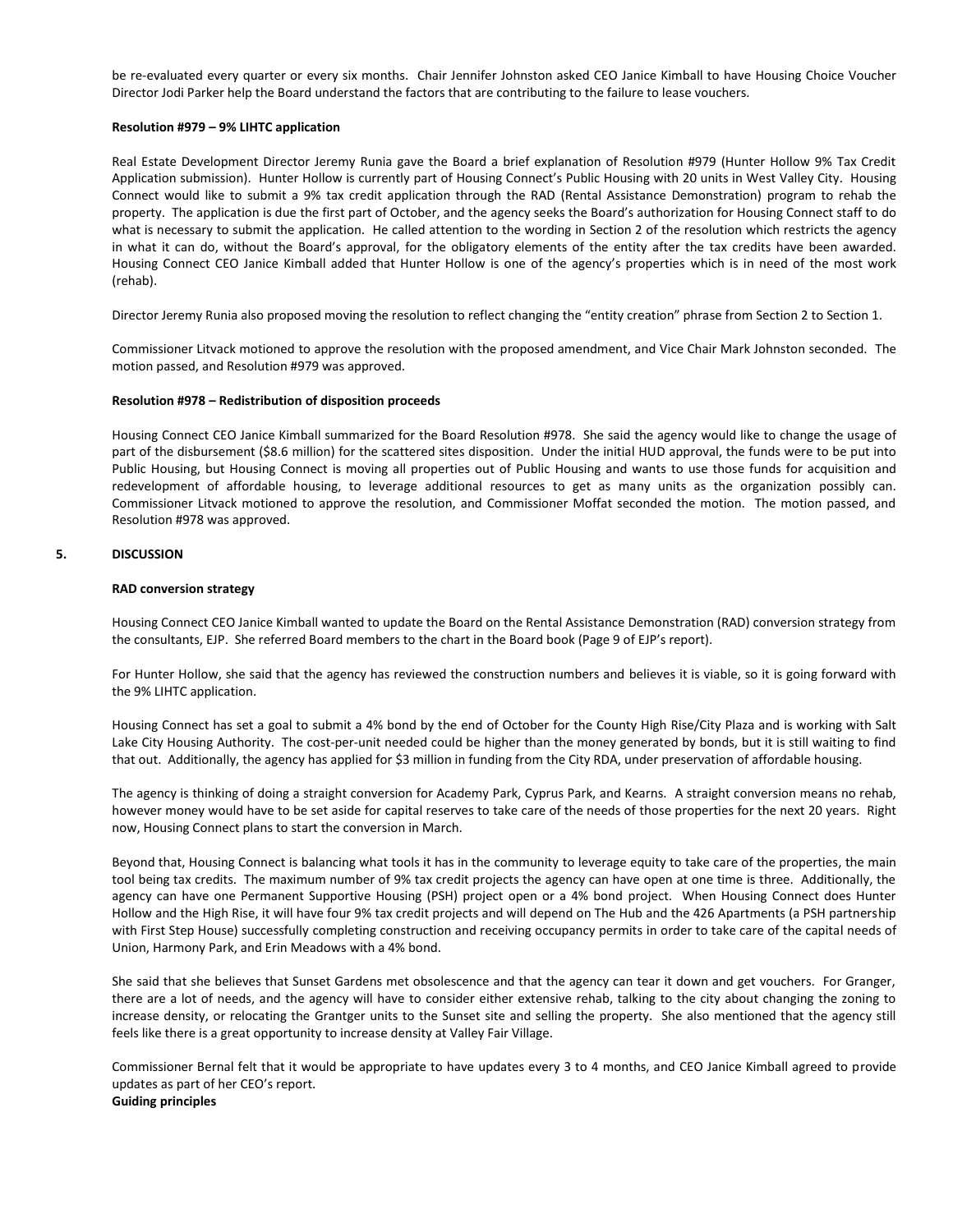be re-evaluated every quarter or every six months. Chair Jennifer Johnston asked CEO Janice Kimball to have Housing Choice Voucher Director Jodi Parker help the Board understand the factors that are contributing to the failure to lease vouchers.

**Resolution #979 – 9% LIHTC application**

Real Estate Development Director Jeremy Runia gave the Board a brief explanation of Resolution #979 (Hunter Hollow 9% Tax Credit Application submission). Hunter Hollow is currently part of Housing Connect's Public Housing with 20 units in West Valley City. Housing Connect would like to submit a 9% tax credit application through the RAD (Rental Assistance Demonstration) program to rehab the property. The application is due the first part of October, and the agency seeks the Board's authorization for Housing Connect staff to do what is necessary to submit the application. He called attention to the wording in Section 2 of the resolution which restricts the agency in what it can do, without the Board's approval, for the obligatory elements of the entity after the tax credits have been awarded. Housing Connect CEO Janice Kimball added that Hunter Hollow is one of the agency's properties which is in need of the most work (rehab).

Director Jeremy Runia also proposed moving the resolution to reflect changing the "entity creation" phrase from Section 2 to Section 1.

Commissioner Litvack motioned to approve the resolution with the proposed amendment, and Vice Chair Mark Johnston seconded. The motion passed, and Resolution #979 was approved.

**Resolution #978 – Redistribution of disposition proceeds**

Housing Connect CEO Janice Kimball summarized for the Board Resolution #978. She said the agency would like to change the usage of part of the disbursement ($8.6 million) for the scattered sites disposition. Under the initial HUD approval, the funds were to be put into Public Housing, but Housing Connect is moving all properties out of Public Housing and wants to use those funds for acquisition and redevelopment of affordable housing, to leverage additional resources to get as many units as the organization possibly can. Commissioner Litvack motioned to approve the resolution, and Commissioner Moffat seconded the motion. The motion passed, and Resolution #978 was approved.

## 5. DISCUSSION

**RAD conversion strategy**

Housing Connect CEO Janice Kimball wanted to update the Board on the Rental Assistance Demonstration (RAD) conversion strategy from the consultants, EJP. She referred Board members to the chart in the Board book (Page 9 of EJP's report).

For Hunter Hollow, she said that the agency has reviewed the construction numbers and believes it is viable, so it is going forward with the 9% LIHTC application.

Housing Connect has set a goal to submit a 4% bond by the end of October for the County High Rise/City Plaza and is working with Salt Lake City Housing Authority. The cost-per-unit needed could be higher than the money generated by bonds, but it is still waiting to find that out. Additionally, the agency has applied for $3 million in funding from the City RDA, under preservation of affordable housing.

The agency is thinking of doing a straight conversion for Academy Park, Cyprus Park, and Kearns. A straight conversion means no rehab, however money would have to be set aside for capital reserves to take care of the needs of those properties for the next 20 years. Right now, Housing Connect plans to start the conversion in March.

Beyond that, Housing Connect is balancing what tools it has in the community to leverage equity to take care of the properties, the main tool being tax credits. The maximum number of 9% tax credit projects the agency can have open at one time is three. Additionally, the agency can have one Permanent Supportive Housing (PSH) project open or a 4% bond project. When Housing Connect does Hunter Hollow and the High Rise, it will have four 9% tax credit projects and will depend on The Hub and the 426 Apartments (a PSH partnership with First Step House) successfully completing construction and receiving occupancy permits in order to take care of the capital needs of Union, Harmony Park, and Erin Meadows with a 4% bond.

She said that she believes that Sunset Gardens met obsolescence and that the agency can tear it down and get vouchers. For Granger, there are a lot of needs, and the agency will have to consider either extensive rehab, talking to the city about changing the zoning to increase density, or relocating the Grantger units to the Sunset site and selling the property. She also mentioned that the agency still feels like there is a great opportunity to increase density at Valley Fair Village.

Commissioner Bernal felt that it would be appropriate to have updates every 3 to 4 months, and CEO Janice Kimball agreed to provide updates as part of her CEO's report.

**Guiding principles**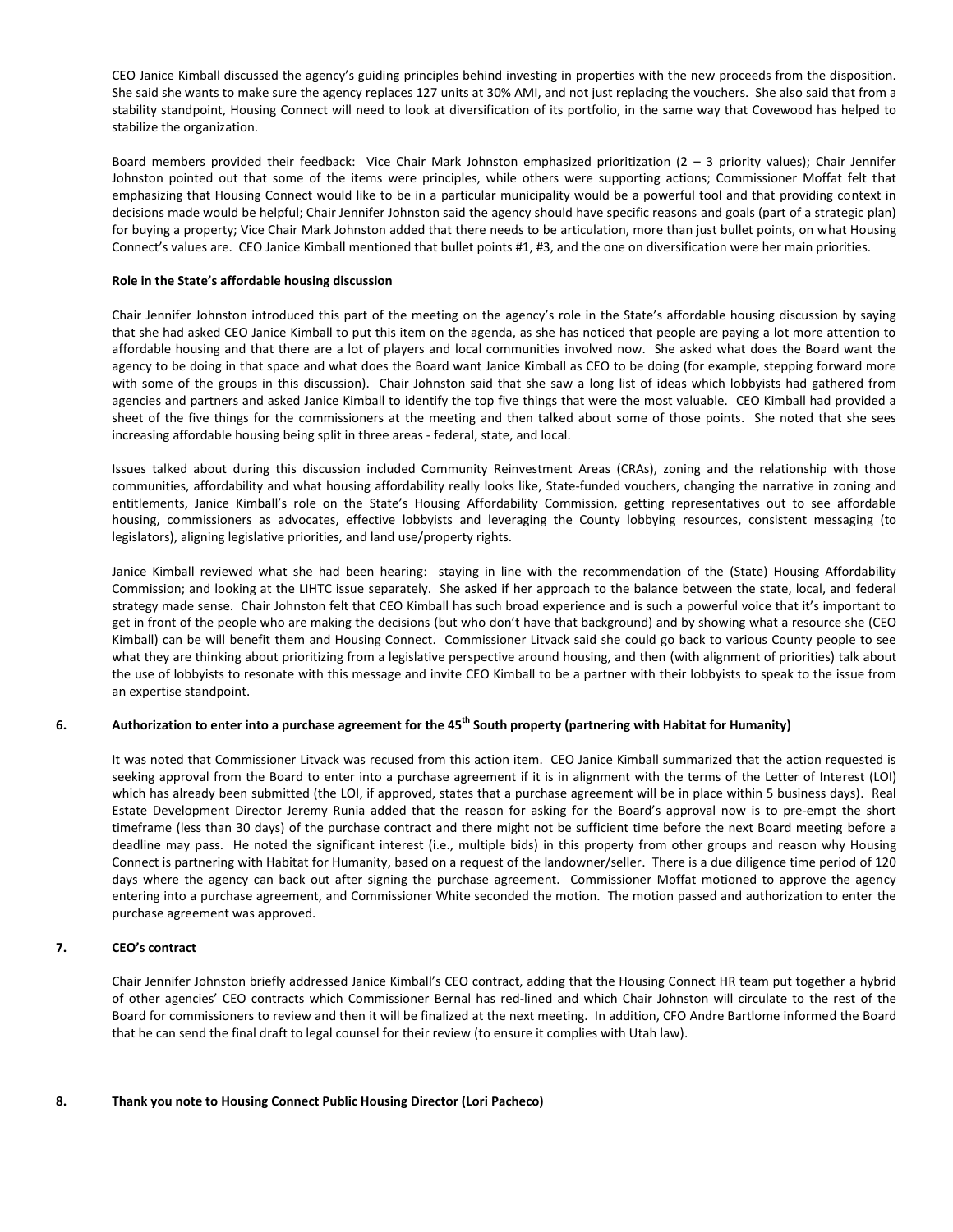CEO Janice Kimball discussed the agency's guiding principles behind investing in properties with the new proceeds from the disposition. She said she wants to make sure the agency replaces 127 units at 30% AMI, and not just replacing the vouchers. She also said that from a stability standpoint, Housing Connect will need to look at diversification of its portfolio, in the same way that Covewood has helped to stabilize the organization.

Board members provided their feedback: Vice Chair Mark Johnston emphasized prioritization (2 – 3 priority values); Chair Jennifer Johnston pointed out that some of the items were principles, while others were supporting actions; Commissioner Moffat felt that emphasizing that Housing Connect would like to be in a particular municipality would be a powerful tool and that providing context in decisions made would be helpful; Chair Jennifer Johnston said the agency should have specific reasons and goals (part of a strategic plan) for buying a property; Vice Chair Mark Johnston added that there needs to be articulation, more than just bullet points, on what Housing Connect's values are. CEO Janice Kimball mentioned that bullet points #1, #3, and the one on diversification were her main priorities.

**Role in the State's affordable housing discussion**

Chair Jennifer Johnston introduced this part of the meeting on the agency's role in the State's affordable housing discussion by saying that she had asked CEO Janice Kimball to put this item on the agenda, as she has noticed that people are paying a lot more attention to affordable housing and that there are a lot of players and local communities involved now. She asked what does the Board want the agency to be doing in that space and what does the Board want Janice Kimball as CEO to be doing (for example, stepping forward more with some of the groups in this discussion). Chair Johnston said that she saw a long list of ideas which lobbyists had gathered from agencies and partners and asked Janice Kimball to identify the top five things that were the most valuable. CEO Kimball had provided a sheet of the five things for the commissioners at the meeting and then talked about some of those points. She noted that she sees increasing affordable housing being split in three areas - federal, state, and local.

Issues talked about during this discussion included Community Reinvestment Areas (CRAs), zoning and the relationship with those communities, affordability and what housing affordability really looks like, State-funded vouchers, changing the narrative in zoning and entitlements, Janice Kimball's role on the State's Housing Affordability Commission, getting representatives out to see affordable housing, commissioners as advocates, effective lobbyists and leveraging the County lobbying resources, consistent messaging (to legislators), aligning legislative priorities, and land use/property rights.

Janice Kimball reviewed what she had been hearing: staying in line with the recommendation of the (State) Housing Affordability Commission; and looking at the LIHTC issue separately. She asked if her approach to the balance between the state, local, and federal strategy made sense. Chair Johnston felt that CEO Kimball has such broad experience and is such a powerful voice that it's important to get in front of the people who are making the decisions (but who don't have that background) and by showing what a resource she (CEO Kimball) can be will benefit them and Housing Connect. Commissioner Litvack said she could go back to various County people to see what they are thinking about prioritizing from a legislative perspective around housing, and then (with alignment of priorities) talk about the use of lobbyists to resonate with this message and invite CEO Kimball to be a partner with their lobbyists to speak to the issue from an expertise standpoint.

## 6. Authorization to enter into a purchase agreement for the 45th South property (partnering with Habitat for Humanity)

It was noted that Commissioner Litvack was recused from this action item. CEO Janice Kimball summarized that the action requested is seeking approval from the Board to enter into a purchase agreement if it is in alignment with the terms of the Letter of Interest (LOI) which has already been submitted (the LOI, if approved, states that a purchase agreement will be in place within 5 business days). Real Estate Development Director Jeremy Runia added that the reason for asking for the Board's approval now is to pre-empt the short timeframe (less than 30 days) of the purchase contract and there might not be sufficient time before the next Board meeting before a deadline may pass. He noted the significant interest (i.e., multiple bids) in this property from other groups and reason why Housing Connect is partnering with Habitat for Humanity, based on a request of the landowner/seller. There is a due diligence time period of 120 days where the agency can back out after signing the purchase agreement. Commissioner Moffat motioned to approve the agency entering into a purchase agreement, and Commissioner White seconded the motion. The motion passed and authorization to enter the purchase agreement was approved.

## 7. CEO's contract

Chair Jennifer Johnston briefly addressed Janice Kimball's CEO contract, adding that the Housing Connect HR team put together a hybrid of other agencies' CEO contracts which Commissioner Bernal has red-lined and which Chair Johnston will circulate to the rest of the Board for commissioners to review and then it will be finalized at the next meeting. In addition, CFO Andre Bartlome informed the Board that he can send the final draft to legal counsel for their review (to ensure it complies with Utah law).

## 8. Thank you note to Housing Connect Public Housing Director (Lori Pacheco)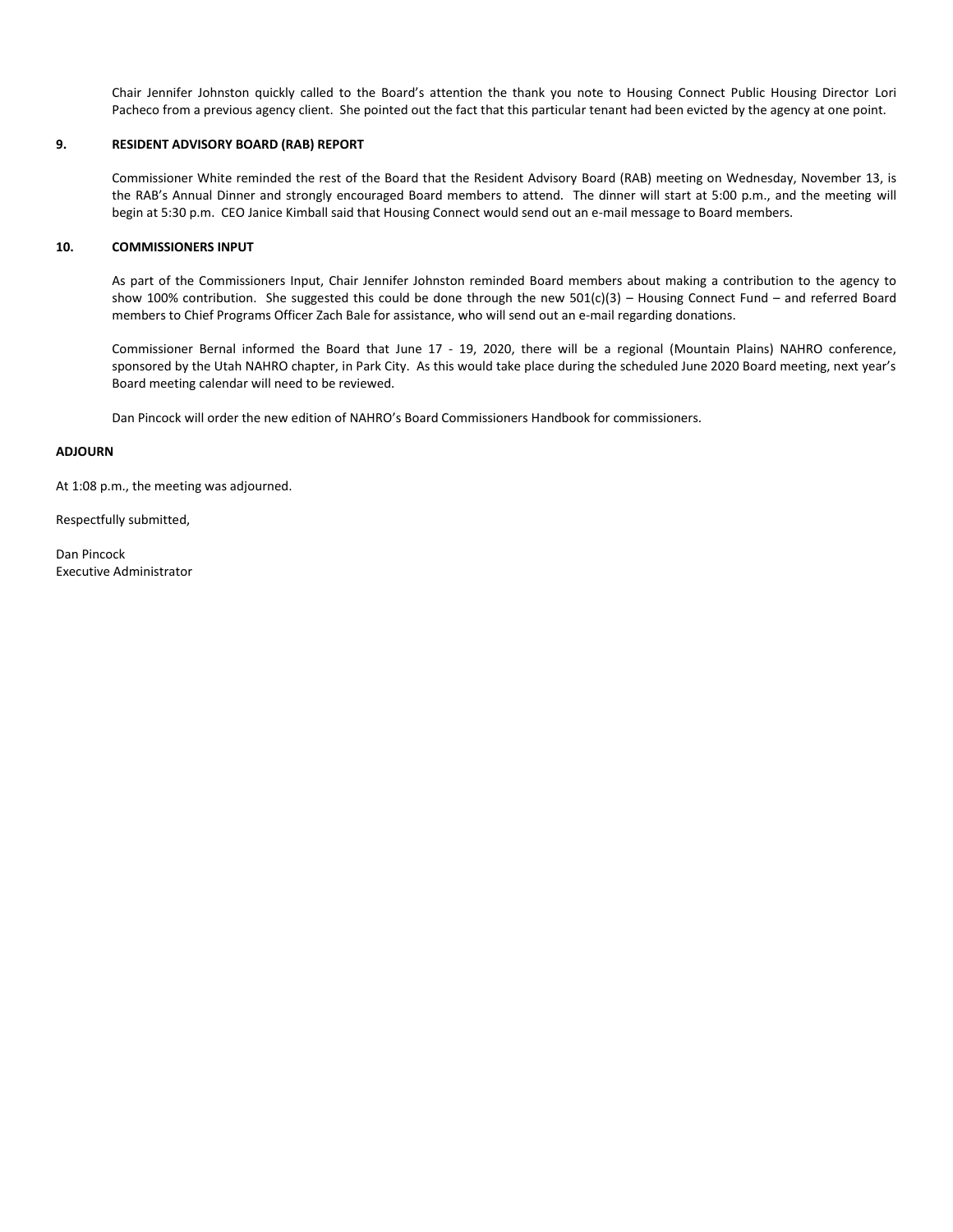Chair Jennifer Johnston quickly called to the Board's attention the thank you note to Housing Connect Public Housing Director Lori Pacheco from a previous agency client. She pointed out the fact that this particular tenant had been evicted by the agency at one point.

**9. RESIDENT ADVISORY BOARD (RAB) REPORT**

Commissioner White reminded the rest of the Board that the Resident Advisory Board (RAB) meeting on Wednesday, November 13, is the RAB's Annual Dinner and strongly encouraged Board members to attend. The dinner will start at 5:00 p.m., and the meeting will begin at 5:30 p.m. CEO Janice Kimball said that Housing Connect would send out an e-mail message to Board members.

**10. COMMISSIONERS INPUT**

As part of the Commissioners Input, Chair Jennifer Johnston reminded Board members about making a contribution to the agency to show 100% contribution. She suggested this could be done through the new 501(c)(3) – Housing Connect Fund – and referred Board members to Chief Programs Officer Zach Bale for assistance, who will send out an e-mail regarding donations.

Commissioner Bernal informed the Board that June 17 - 19, 2020, there will be a regional (Mountain Plains) NAHRO conference, sponsored by the Utah NAHRO chapter, in Park City. As this would take place during the scheduled June 2020 Board meeting, next year's Board meeting calendar will need to be reviewed.

Dan Pincock will order the new edition of NAHRO's Board Commissioners Handbook for commissioners.

**ADJOURN**

At 1:08 p.m., the meeting was adjourned.

Respectfully submitted,

Dan Pincock
Executive Administrator